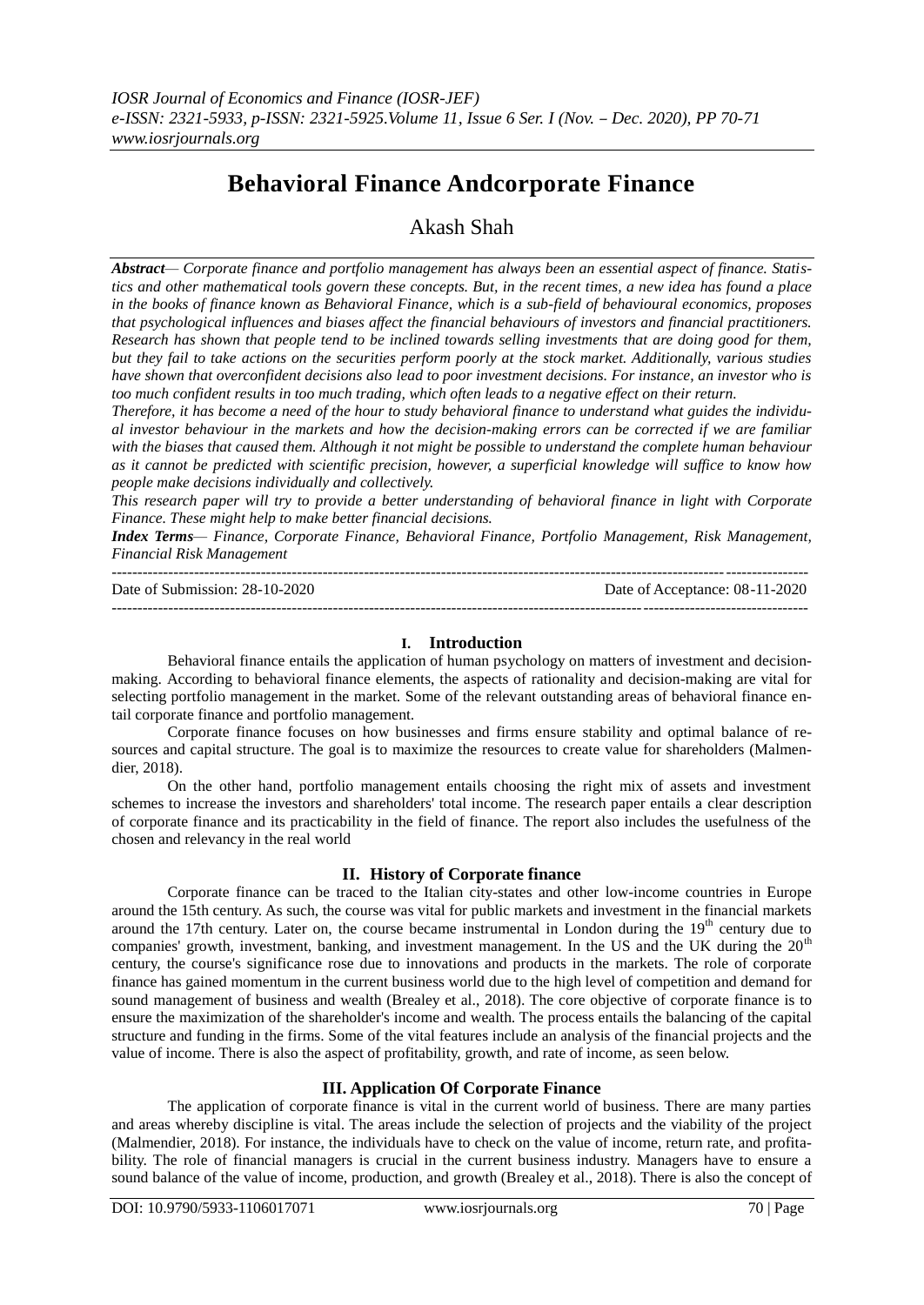# Behavioral Finance Andcorporate Finance

## Akash Shah

***Abstract***— *Corporate finance and portfolio management has always been an essential aspect of finance. Statistics and other mathematical tools govern these concepts. But, in the recent times, a new idea has found a place in the books of finance known as Behavioral Finance, which is a sub-field of behavioural economics, proposes that psychological influences and biases affect the financial behaviours of investors and financial practitioners. Research has shown that people tend to be inclined towards selling investments that are doing good for them, but they fail to take actions on the securities perform poorly at the stock market. Additionally, various studies have shown that overconfident decisions also lead to poor investment decisions. For instance, an investor who is too much confident results in too much trading, which often leads to a negative effect on their return.*

*Therefore, it has become a need of the hour to study behavioral finance to understand what guides the individual investor behaviour in the markets and how the decision-making errors can be corrected if we are familiar with the biases that caused them. Although it not might be possible to understand the complete human behaviour as it cannot be predicted with scientific precision, however, a superficial knowledge will suffice to know how people make decisions individually and collectively.*

*This research paper will try to provide a better understanding of behavioral finance in light with Corporate Finance. These might help to make better financial decisions.*

***Index Terms***— *Finance, Corporate Finance, Behavioral Finance, Portfolio Management, Risk Management, Financial Risk Management*

---

Date of Submission: 28-10-2020 Date of Acceptance: 08-11-2020

---

## I. Introduction

Behavioral finance entails the application of human psychology on matters of investment and decision-making. According to behavioral finance elements, the aspects of rationality and decision-making are vital for selecting portfolio management in the market. Some of the relevant outstanding areas of behavioral finance entail corporate finance and portfolio management.

Corporate finance focuses on how businesses and firms ensure stability and optimal balance of resources and capital structure. The goal is to maximize the resources to create value for shareholders (Malmendier, 2018).

On the other hand, portfolio management entails choosing the right mix of assets and investment schemes to increase the investors and shareholders' total income. The research paper entails a clear description of corporate finance and its practicability in the field of finance. The report also includes the usefulness of the chosen and relevancy in the real world

## II. History of Corporate finance

Corporate finance can be traced to the Italian city-states and other low-income countries in Europe around the 15th century. As such, the course was vital for public markets and investment in the financial markets around the 17th century. Later on, the course became instrumental in London during the 19th century due to companies' growth, investment, banking, and investment management. In the US and the UK during the 20th century, the course's significance rose due to innovations and products in the markets. The role of corporate finance has gained momentum in the current business world due to the high level of competition and demand for sound management of business and wealth (Brealey et al., 2018). The core objective of corporate finance is to ensure the maximization of the shareholder's income and wealth. The process entails the balancing of the capital structure and funding in the firms. Some of the vital features include an analysis of the financial projects and the value of income. There is also the aspect of profitability, growth, and rate of income, as seen below.

## III. Application Of Corporate Finance

The application of corporate finance is vital in the current world of business. There are many parties and areas whereby discipline is vital. The areas include the selection of projects and the viability of the project (Malmendier, 2018). For instance, the individuals have to check on the value of income, return rate, and profitability. The role of financial managers is crucial in the current business industry. Managers have to ensure a sound balance of the value of income, production, and growth (Brealey et al., 2018). There is also the concept of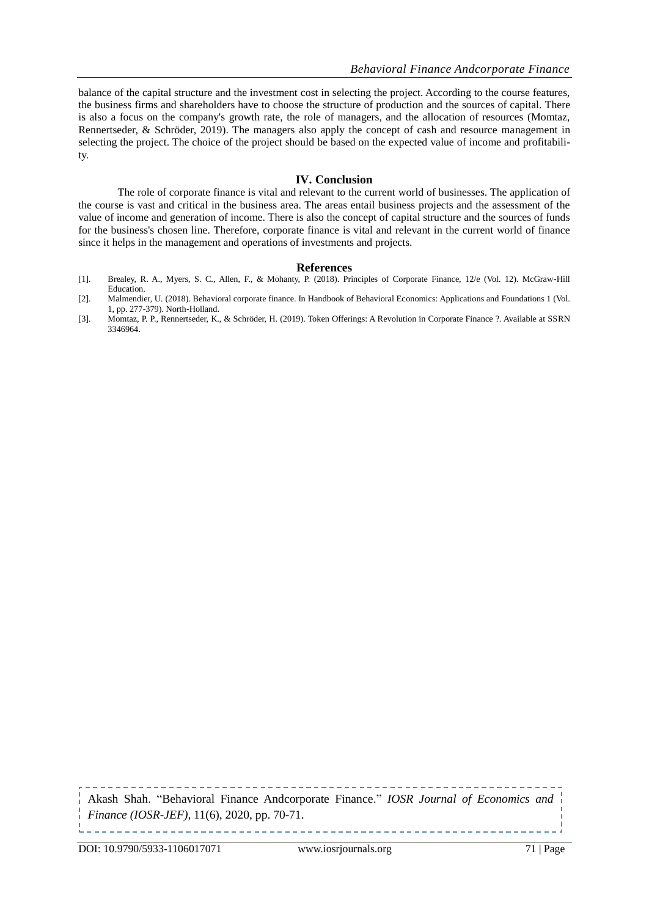balance of the capital structure and the investment cost in selecting the project. According to the course features, the business firms and shareholders have to choose the structure of production and the sources of capital. There is also a focus on the company's growth rate, the role of managers, and the allocation of resources (Momtaz, Rennertseder, & Schröder, 2019). The managers also apply the concept of cash and resource management in selecting the project. The choice of the project should be based on the expected value of income and profitability.

## IV. Conclusion

The role of corporate finance is vital and relevant to the current world of businesses. The application of the course is vast and critical in the business area. The areas entail business projects and the assessment of the value of income and generation of income. There is also the concept of capital structure and the sources of funds for the business's chosen line. Therefore, corporate finance is vital and relevant in the current world of finance since it helps in the management and operations of investments and projects.

## References

[1]. Brealey, R. A., Myers, S. C., Allen, F., & Mohanty, P. (2018). Principles of Corporate Finance, 12/e (Vol. 12). McGraw-Hill Education.

[2]. Malmendier, U. (2018). Behavioral corporate finance. In Handbook of Behavioral Economics: Applications and Foundations 1 (Vol. 1, pp. 277-379). North-Holland.

[3]. Momtaz, P. P., Rennertseder, K., & Schröder, H. (2019). Token Offerings: A Revolution in Corporate Finance ?. Available at SSRN 3346964.

Akash Shah. "Behavioral Finance Andcorporate Finance." *IOSR Journal of Economics and Finance (IOSR-JEF)*, 11(6), 2020, pp. 70-71.